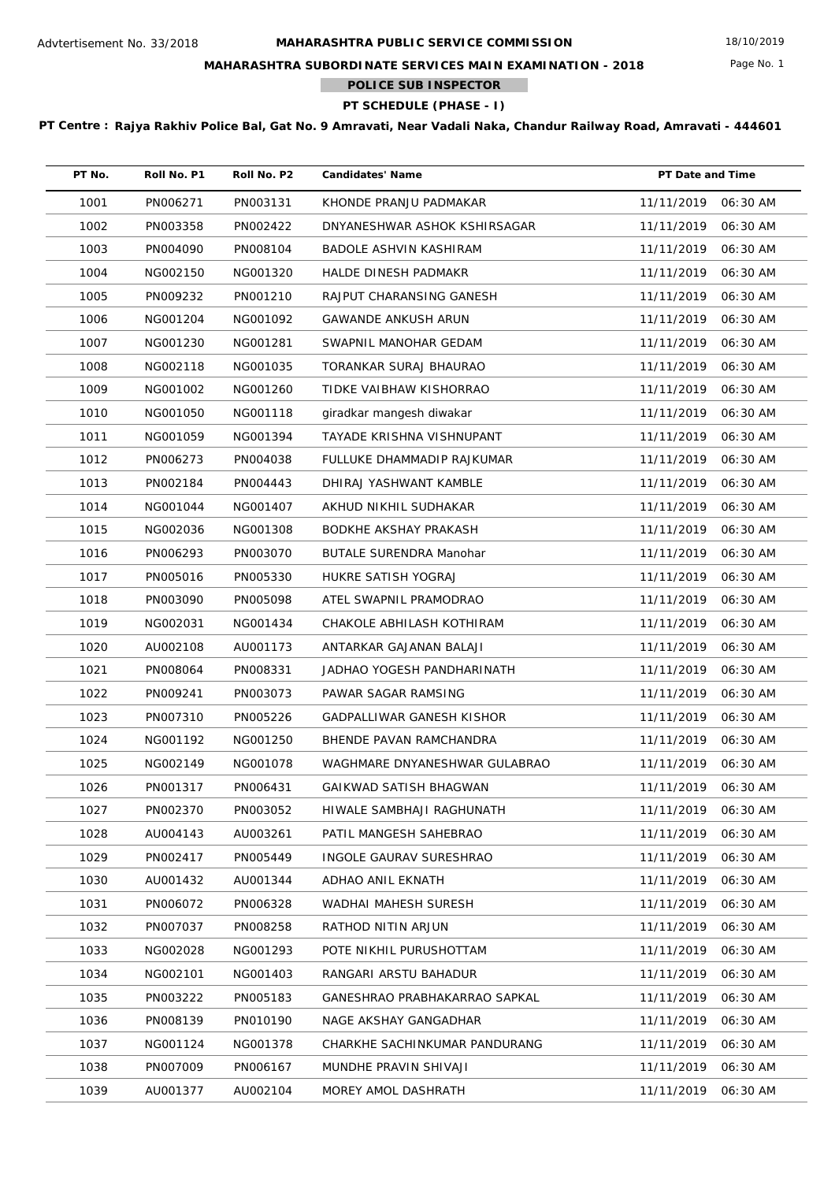Advtertisement No. 33/2018

# MAHARASHTRA PUBLIC SERVICE COMMISSION

18/10/2019

## MAHARASHTRA SUBORDINATE SERVICES MAIN EXAMINATION - 2018

### POLICE SUB INSPECTOR

### PT SCHEDULE (PHASE - I)

**PT Centre : Rajya Rakhiv Police Bal, Gat No. 9 Amravati, Near Vadali Naka, Chandur Railway Road, Amravati - 444601**

| PT No. | Roll No. P1 | Roll No. P2 | Candidates' Name | PT Date and Time |
|---|---|---|---|---|
| 1001 | PN006271 | PN003131 | KHONDE PRANJU PADMAKAR | 11/11/2019 06:30 AM |
| 1002 | PN003358 | PN002422 | DNYANESHWAR ASHOK KSHIRSAGAR | 11/11/2019 06:30 AM |
| 1003 | PN004090 | PN008104 | BADOLE ASHVIN KASHIRAM | 11/11/2019 06:30 AM |
| 1004 | NG002150 | NG001320 | HALDE DINESH PADMAKR | 11/11/2019 06:30 AM |
| 1005 | PN009232 | PN001210 | RAJPUT CHARANSING GANESH | 11/11/2019 06:30 AM |
| 1006 | NG001204 | NG001092 | GAWANDE ANKUSH ARUN | 11/11/2019 06:30 AM |
| 1007 | NG001230 | NG001281 | SWAPNIL MANOHAR GEDAM | 11/11/2019 06:30 AM |
| 1008 | NG002118 | NG001035 | TORANKAR SURAJ BHAURAO | 11/11/2019 06:30 AM |
| 1009 | NG001002 | NG001260 | TIDKE VAIBHAW KISHORRAO | 11/11/2019 06:30 AM |
| 1010 | NG001050 | NG001118 | giradkar mangesh diwakar | 11/11/2019 06:30 AM |
| 1011 | NG001059 | NG001394 | TAYADE KRISHNA VISHNUPANT | 11/11/2019 06:30 AM |
| 1012 | PN006273 | PN004038 | FULLUKE DHAMMADIP RAJKUMAR | 11/11/2019 06:30 AM |
| 1013 | PN002184 | PN004443 | DHIRAJ YASHWANT KAMBLE | 11/11/2019 06:30 AM |
| 1014 | NG001044 | NG001407 | AKHUD NIKHIL SUDHAKAR | 11/11/2019 06:30 AM |
| 1015 | NG002036 | NG001308 | BODKHE AKSHAY PRAKASH | 11/11/2019 06:30 AM |
| 1016 | PN006293 | PN003070 | BUTALE SURENDRA Manohar | 11/11/2019 06:30 AM |
| 1017 | PN005016 | PN005330 | HUKRE SATISH YOGRAJ | 11/11/2019 06:30 AM |
| 1018 | PN003090 | PN005098 | ATEL SWAPNIL PRAMODRAO | 11/11/2019 06:30 AM |
| 1019 | NG002031 | NG001434 | CHAKOLE ABHILASH KOTHIRAM | 11/11/2019 06:30 AM |
| 1020 | AU002108 | AU001173 | ANTARKAR GAJANAN BALAJI | 11/11/2019 06:30 AM |
| 1021 | PN008064 | PN008331 | JADHAO YOGESH PANDHARINATH | 11/11/2019 06:30 AM |
| 1022 | PN009241 | PN003073 | PAWAR SAGAR RAMSING | 11/11/2019 06:30 AM |
| 1023 | PN007310 | PN005226 | GADPALLIWAR GANESH KISHOR | 11/11/2019 06:30 AM |
| 1024 | NG001192 | NG001250 | BHENDE PAVAN RAMCHANDRA | 11/11/2019 06:30 AM |
| 1025 | NG002149 | NG001078 | WAGHMARE DNYANESHWAR GULABRAO | 11/11/2019 06:30 AM |
| 1026 | PN001317 | PN006431 | GAIKWAD SATISH BHAGWAN | 11/11/2019 06:30 AM |
| 1027 | PN002370 | PN003052 | HIWALE SAMBHAJI RAGHUNATH | 11/11/2019 06:30 AM |
| 1028 | AU004143 | AU003261 | PATIL MANGESH SAHEBRAO | 11/11/2019 06:30 AM |
| 1029 | PN002417 | PN005449 | INGOLE GAURAV SURESHRAO | 11/11/2019 06:30 AM |
| 1030 | AU001432 | AU001344 | ADHAO ANIL EKNATH | 11/11/2019 06:30 AM |
| 1031 | PN006072 | PN006328 | WADHAI MAHESH SURESH | 11/11/2019 06:30 AM |
| 1032 | PN007037 | PN008258 | RATHOD NITIN ARJUN | 11/11/2019 06:30 AM |
| 1033 | NG002028 | NG001293 | POTE NIKHIL PURUSHOTTAM | 11/11/2019 06:30 AM |
| 1034 | NG002101 | NG001403 | RANGARI ARSTU BAHADUR | 11/11/2019 06:30 AM |
| 1035 | PN003222 | PN005183 | GANESHRAO PRABHAKARRAO SAPKAL | 11/11/2019 06:30 AM |
| 1036 | PN008139 | PN010190 | NAGE AKSHAY GANGADHAR | 11/11/2019 06:30 AM |
| 1037 | NG001124 | NG001378 | CHARKHE SACHINKUMAR PANDURANG | 11/11/2019 06:30 AM |
| 1038 | PN007009 | PN006167 | MUNDHE PRAVIN SHIVAJI | 11/11/2019 06:30 AM |
| 1039 | AU001377 | AU002104 | MOREY AMOL DASHRATH | 11/11/2019 06:30 AM |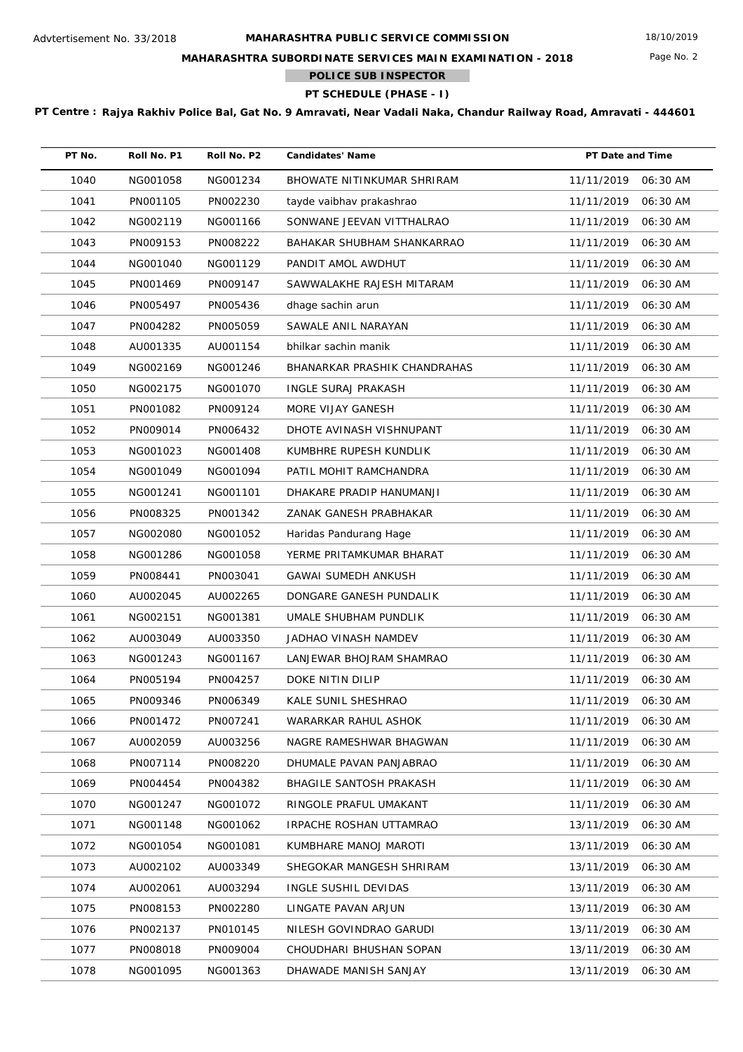Advtertisement No. 33/2018

# MAHARASHTRA PUBLIC SERVICE COMMISSION

## MAHARASHTRA SUBORDINATE SERVICES MAIN EXAMINATION - 2018

### POLICE SUB INSPECTOR

### PT SCHEDULE (PHASE - I)

**PT Centre : Rajya Rakhiv Police Bal, Gat No. 9 Amravati, Near Vadali Naka, Chandur Railway Road, Amravati - 444601**

| PT No. | Roll No. P1 | Roll No. P2 | Candidates' Name | PT Date and Time |
|---|---|---|---|---|
| 1040 | NG001058 | NG001234 | BHOWATE NITINKUMAR SHRIRAM | 11/11/2019 06:30 AM |
| 1041 | PN001105 | PN002230 | tayde vaibhav prakashrao | 11/11/2019 06:30 AM |
| 1042 | NG002119 | NG001166 | SONWANE JEEVAN VITTHALRAO | 11/11/2019 06:30 AM |
| 1043 | PN009153 | PN008222 | BAHAKAR SHUBHAM SHANKARRAO | 11/11/2019 06:30 AM |
| 1044 | NG001040 | NG001129 | PANDIT AMOL AWDHUT | 11/11/2019 06:30 AM |
| 1045 | PN001469 | PN009147 | SAWWALAKHE RAJESH MITARAM | 11/11/2019 06:30 AM |
| 1046 | PN005497 | PN005436 | dhage sachin arun | 11/11/2019 06:30 AM |
| 1047 | PN004282 | PN005059 | SAWALE ANIL NARAYAN | 11/11/2019 06:30 AM |
| 1048 | AU001335 | AU001154 | bhilkar sachin manik | 11/11/2019 06:30 AM |
| 1049 | NG002169 | NG001246 | BHANARKAR PRASHIK CHANDRAHAS | 11/11/2019 06:30 AM |
| 1050 | NG002175 | NG001070 | INGLE SURAJ PRAKASH | 11/11/2019 06:30 AM |
| 1051 | PN001082 | PN009124 | MORE VIJAY GANESH | 11/11/2019 06:30 AM |
| 1052 | PN009014 | PN006432 | DHOTE AVINASH VISHNUPANT | 11/11/2019 06:30 AM |
| 1053 | NG001023 | NG001408 | KUMBHRE RUPESH KUNDLIK | 11/11/2019 06:30 AM |
| 1054 | NG001049 | NG001094 | PATIL MOHIT RAMCHANDRA | 11/11/2019 06:30 AM |
| 1055 | NG001241 | NG001101 | DHAKARE PRADIP HANUMANJI | 11/11/2019 06:30 AM |
| 1056 | PN008325 | PN001342 | ZANAK GANESH PRABHAKAR | 11/11/2019 06:30 AM |
| 1057 | NG002080 | NG001052 | Haridas Pandurang Hage | 11/11/2019 06:30 AM |
| 1058 | NG001286 | NG001058 | YERME PRITAMKUMAR BHARAT | 11/11/2019 06:30 AM |
| 1059 | PN008441 | PN003041 | GAWAI SUMEDH ANKUSH | 11/11/2019 06:30 AM |
| 1060 | AU002045 | AU002265 | DONGARE GANESH PUNDALIK | 11/11/2019 06:30 AM |
| 1061 | NG002151 | NG001381 | UMALE SHUBHAM PUNDLIK | 11/11/2019 06:30 AM |
| 1062 | AU003049 | AU003350 | JADHAO VINASH NAMDEV | 11/11/2019 06:30 AM |
| 1063 | NG001243 | NG001167 | LANJEWAR BHOJRAM SHAMRAO | 11/11/2019 06:30 AM |
| 1064 | PN005194 | PN004257 | DOKE NITIN DILIP | 11/11/2019 06:30 AM |
| 1065 | PN009346 | PN006349 | KALE SUNIL SHESHRAO | 11/11/2019 06:30 AM |
| 1066 | PN001472 | PN007241 | WARARKAR RAHUL ASHOK | 11/11/2019 06:30 AM |
| 1067 | AU002059 | AU003256 | NAGRE RAMESHWAR BHAGWAN | 11/11/2019 06:30 AM |
| 1068 | PN007114 | PN008220 | DHUMALE PAVAN PANJABRAO | 11/11/2019 06:30 AM |
| 1069 | PN004454 | PN004382 | BHAGILE SANTOSH PRAKASH | 11/11/2019 06:30 AM |
| 1070 | NG001247 | NG001072 | RINGOLE PRAFUL UMAKANT | 11/11/2019 06:30 AM |
| 1071 | NG001148 | NG001062 | IRPACHE ROSHAN UTTAMRAO | 13/11/2019 06:30 AM |
| 1072 | NG001054 | NG001081 | KUMBHARE MANOJ MAROTI | 13/11/2019 06:30 AM |
| 1073 | AU002102 | AU003349 | SHEGOKAR MANGESH SHRIRAM | 13/11/2019 06:30 AM |
| 1074 | AU002061 | AU003294 | INGLE SUSHIL DEVIDAS | 13/11/2019 06:30 AM |
| 1075 | PN008153 | PN002280 | LINGATE PAVAN ARJUN | 13/11/2019 06:30 AM |
| 1076 | PN002137 | PN010145 | NILESH GOVINDRAO GARUDI | 13/11/2019 06:30 AM |
| 1077 | PN008018 | PN009004 | CHOUDHARI BHUSHAN SOPAN | 13/11/2019 06:30 AM |
| 1078 | NG001095 | NG001363 | DHAWADE MANISH SANJAY | 13/11/2019 06:30 AM |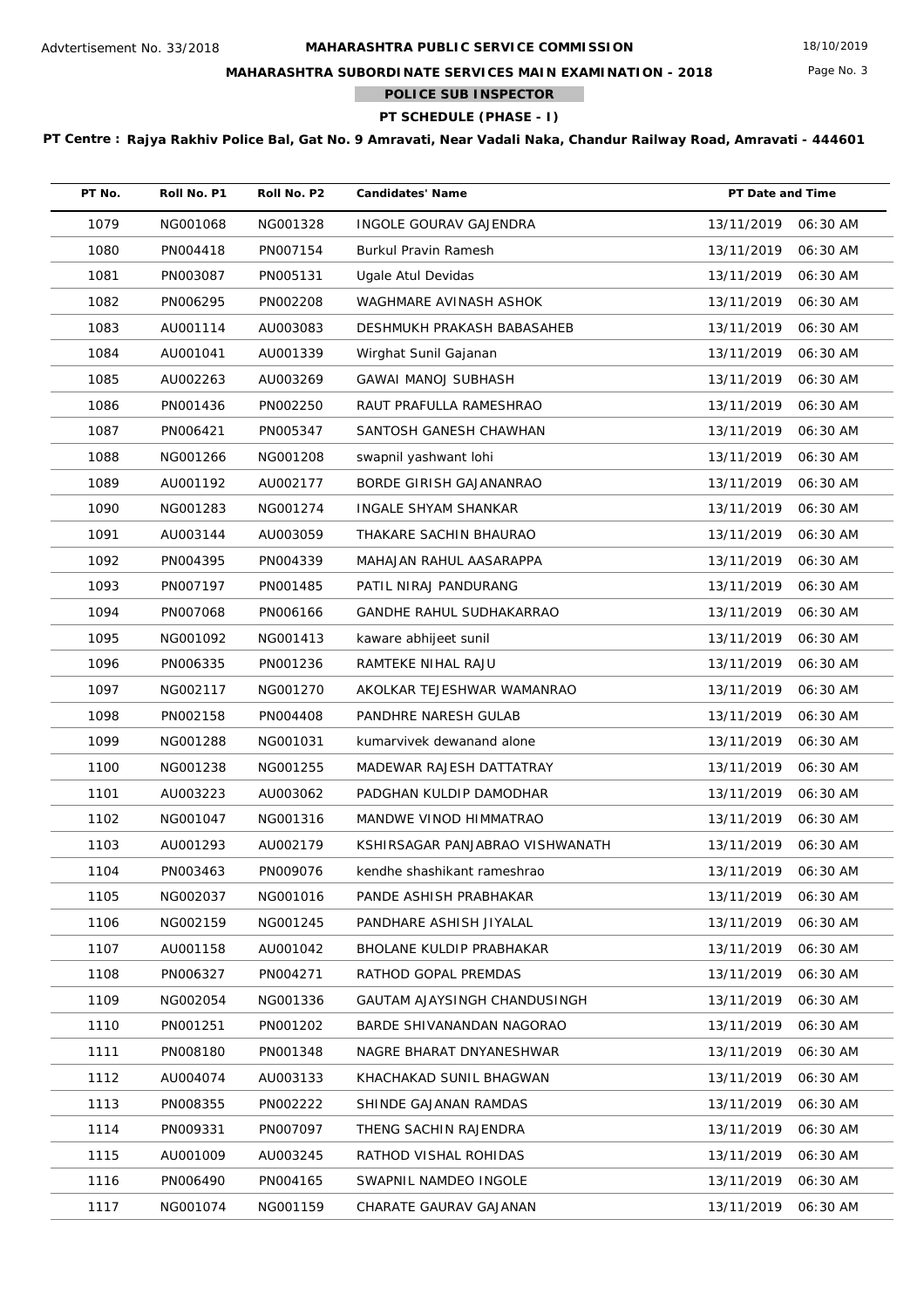Advtertisement No. 33/2018

# MAHARASHTRA PUBLIC SERVICE COMMISSION

18/10/2019

## MAHARASHTRA SUBORDINATE SERVICES MAIN EXAMINATION - 2018

### POLICE SUB INSPECTOR

### PT SCHEDULE (PHASE - I)

**PT Centre : Rajya Rakhiv Police Bal, Gat No. 9 Amravati, Near Vadali Naka, Chandur Railway Road, Amravati - 444601**

| PT No. | Roll No. P1 | Roll No. P2 | Candidates' Name | PT Date and Time |
|---|---|---|---|---|
| 1079 | NG001068 | NG001328 | INGOLE GOURAV GAJENDRA | 13/11/2019 06:30 AM |
| 1080 | PN004418 | PN007154 | Burkul Pravin Ramesh | 13/11/2019 06:30 AM |
| 1081 | PN003087 | PN005131 | Ugale Atul Devidas | 13/11/2019 06:30 AM |
| 1082 | PN006295 | PN002208 | WAGHMARE AVINASH ASHOK | 13/11/2019 06:30 AM |
| 1083 | AU001114 | AU003083 | DESHMUKH PRAKASH BABASAHEB | 13/11/2019 06:30 AM |
| 1084 | AU001041 | AU001339 | Wirghat Sunil Gajanan | 13/11/2019 06:30 AM |
| 1085 | AU002263 | AU003269 | GAWAI MANOJ SUBHASH | 13/11/2019 06:30 AM |
| 1086 | PN001436 | PN002250 | RAUT PRAFULLA RAMESHRAO | 13/11/2019 06:30 AM |
| 1087 | PN006421 | PN005347 | SANTOSH GANESH CHAWHAN | 13/11/2019 06:30 AM |
| 1088 | NG001266 | NG001208 | swapnil yashwant lohi | 13/11/2019 06:30 AM |
| 1089 | AU001192 | AU002177 | BORDE GIRISH GAJANANRAO | 13/11/2019 06:30 AM |
| 1090 | NG001283 | NG001274 | INGALE SHYAM SHANKAR | 13/11/2019 06:30 AM |
| 1091 | AU003144 | AU003059 | THAKARE SACHIN BHAURAO | 13/11/2019 06:30 AM |
| 1092 | PN004395 | PN004339 | MAHAJAN RAHUL AASARAPPA | 13/11/2019 06:30 AM |
| 1093 | PN007197 | PN001485 | PATIL NIRAJ PANDURANG | 13/11/2019 06:30 AM |
| 1094 | PN007068 | PN006166 | GANDHE RAHUL SUDHAKARRAO | 13/11/2019 06:30 AM |
| 1095 | NG001092 | NG001413 | kaware abhijeet sunil | 13/11/2019 06:30 AM |
| 1096 | PN006335 | PN001236 | RAMTEKE NIHAL RAJU | 13/11/2019 06:30 AM |
| 1097 | NG002117 | NG001270 | AKOLKAR TEJESHWAR WAMANRAO | 13/11/2019 06:30 AM |
| 1098 | PN002158 | PN004408 | PANDHRE NARESH GULAB | 13/11/2019 06:30 AM |
| 1099 | NG001288 | NG001031 | kumarvivek dewanand alone | 13/11/2019 06:30 AM |
| 1100 | NG001238 | NG001255 | MADEWAR RAJESH DATTATRAY | 13/11/2019 06:30 AM |
| 1101 | AU003223 | AU003062 | PADGHAN KULDIP DAMODHAR | 13/11/2019 06:30 AM |
| 1102 | NG001047 | NG001316 | MANDWE VINOD HIMMATRAO | 13/11/2019 06:30 AM |
| 1103 | AU001293 | AU002179 | KSHIRSAGAR PANJABRAO VISHWANATH | 13/11/2019 06:30 AM |
| 1104 | PN003463 | PN009076 | kendhe shashikant rameshrao | 13/11/2019 06:30 AM |
| 1105 | NG002037 | NG001016 | PANDE ASHISH PRABHAKAR | 13/11/2019 06:30 AM |
| 1106 | NG002159 | NG001245 | PANDHARE ASHISH JIYALAL | 13/11/2019 06:30 AM |
| 1107 | AU001158 | AU001042 | BHOLANE KULDIP PRABHAKAR | 13/11/2019 06:30 AM |
| 1108 | PN006327 | PN004271 | RATHOD GOPAL PREMDAS | 13/11/2019 06:30 AM |
| 1109 | NG002054 | NG001336 | GAUTAM AJAYSINGH CHANDUSINGH | 13/11/2019 06:30 AM |
| 1110 | PN001251 | PN001202 | BARDE SHIVANANDAN NAGORAO | 13/11/2019 06:30 AM |
| 1111 | PN008180 | PN001348 | NAGRE BHARAT DNYANESHWAR | 13/11/2019 06:30 AM |
| 1112 | AU004074 | AU003133 | KHACHAKAD SUNIL BHAGWAN | 13/11/2019 06:30 AM |
| 1113 | PN008355 | PN002222 | SHINDE GAJANAN RAMDAS | 13/11/2019 06:30 AM |
| 1114 | PN009331 | PN007097 | THENG SACHIN RAJENDRA | 13/11/2019 06:30 AM |
| 1115 | AU001009 | AU003245 | RATHOD VISHAL ROHIDAS | 13/11/2019 06:30 AM |
| 1116 | PN006490 | PN004165 | SWAPNIL NAMDEO INGOLE | 13/11/2019 06:30 AM |
| 1117 | NG001074 | NG001159 | CHARATE GAURAV GAJANAN | 13/11/2019 06:30 AM |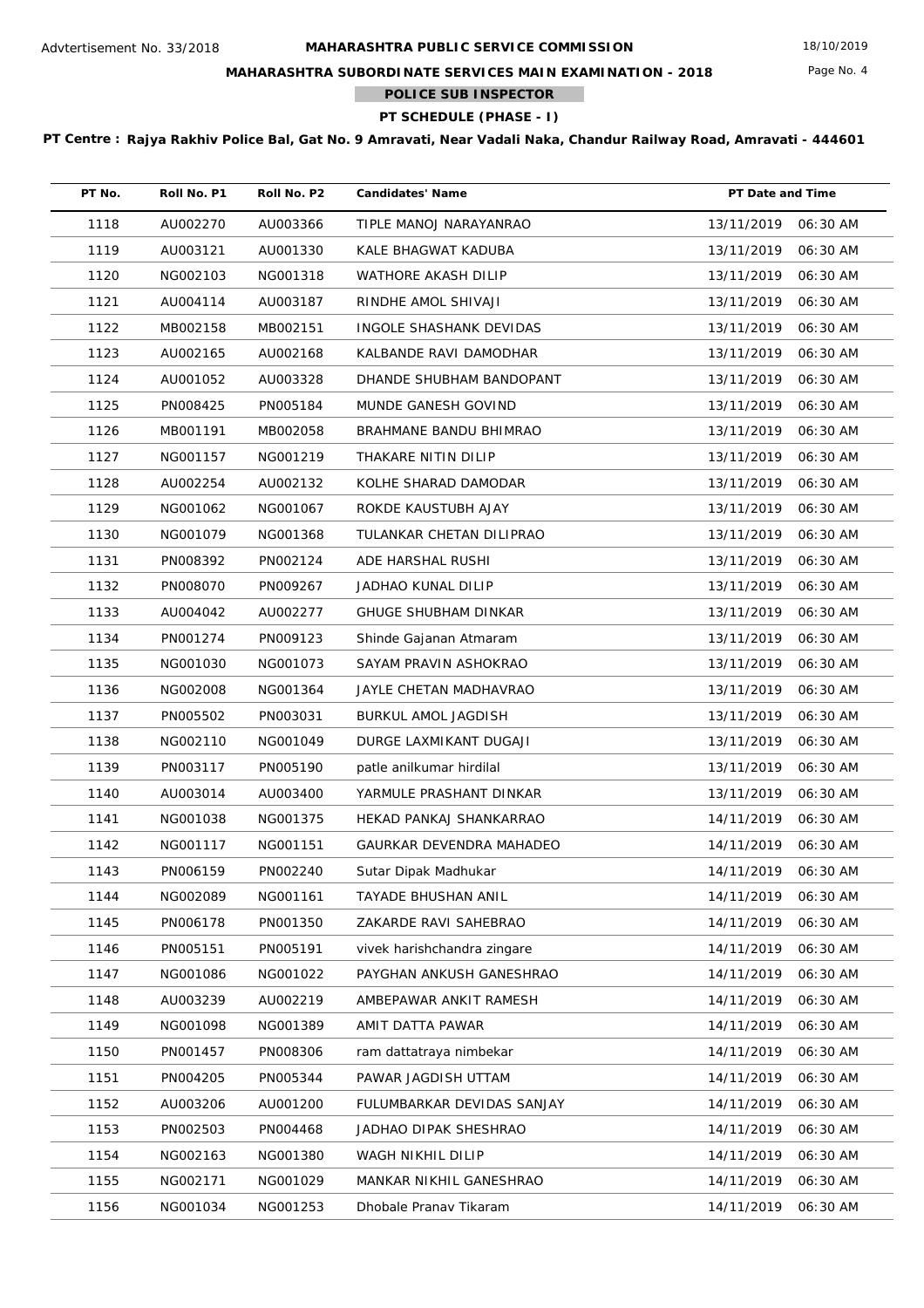Advtertisement No. 33/2018

# MAHARASHTRA PUBLIC SERVICE COMMISSION

## MAHARASHTRA SUBORDINATE SERVICES MAIN EXAMINATION - 2018

### POLICE SUB INSPECTOR

### PT SCHEDULE (PHASE - I)

**PT Centre : Rajya Rakhiv Police Bal, Gat No. 9 Amravati, Near Vadali Naka, Chandur Railway Road, Amravati - 444601**

| PT No. | Roll No. P1 | Roll No. P2 | Candidates' Name | PT Date and Time |
|---|---|---|---|---|
| 1118 | AU002270 | AU003366 | TIPLE MANOJ NARAYANRAO | 13/11/2019 06:30 AM |
| 1119 | AU003121 | AU001330 | KALE BHAGWAT KADUBA | 13/11/2019 06:30 AM |
| 1120 | NG002103 | NG001318 | WATHORE AKASH DILIP | 13/11/2019 06:30 AM |
| 1121 | AU004114 | AU003187 | RINDHE AMOL SHIVAJI | 13/11/2019 06:30 AM |
| 1122 | MB002158 | MB002151 | INGOLE SHASHANK DEVIDAS | 13/11/2019 06:30 AM |
| 1123 | AU002165 | AU002168 | KALBANDE RAVI DAMODHAR | 13/11/2019 06:30 AM |
| 1124 | AU001052 | AU003328 | DHANDE SHUBHAM BANDOPANT | 13/11/2019 06:30 AM |
| 1125 | PN008425 | PN005184 | MUNDE GANESH GOVIND | 13/11/2019 06:30 AM |
| 1126 | MB001191 | MB002058 | BRAHMANE BANDU BHIMRAO | 13/11/2019 06:30 AM |
| 1127 | NG001157 | NG001219 | THAKARE NITIN DILIP | 13/11/2019 06:30 AM |
| 1128 | AU002254 | AU002132 | KOLHE SHARAD DAMODAR | 13/11/2019 06:30 AM |
| 1129 | NG001062 | NG001067 | ROKDE KAUSTUBH AJAY | 13/11/2019 06:30 AM |
| 1130 | NG001079 | NG001368 | TULANKAR CHETAN DILIPRAO | 13/11/2019 06:30 AM |
| 1131 | PN008392 | PN002124 | ADE HARSHAL RUSHI | 13/11/2019 06:30 AM |
| 1132 | PN008070 | PN009267 | JADHAO KUNAL DILIP | 13/11/2019 06:30 AM |
| 1133 | AU004042 | AU002277 | GHUGE SHUBHAM DINKAR | 13/11/2019 06:30 AM |
| 1134 | PN001274 | PN009123 | Shinde Gajanan Atmaram | 13/11/2019 06:30 AM |
| 1135 | NG001030 | NG001073 | SAYAM PRAVIN ASHOKRAO | 13/11/2019 06:30 AM |
| 1136 | NG002008 | NG001364 | JAYLE CHETAN MADHAVRAO | 13/11/2019 06:30 AM |
| 1137 | PN005502 | PN003031 | BURKUL AMOL JAGDISH | 13/11/2019 06:30 AM |
| 1138 | NG002110 | NG001049 | DURGE LAXMIKANT DUGAJI | 13/11/2019 06:30 AM |
| 1139 | PN003117 | PN005190 | patle anilkumar hirdilal | 13/11/2019 06:30 AM |
| 1140 | AU003014 | AU003400 | YARMULE PRASHANT DINKAR | 13/11/2019 06:30 AM |
| 1141 | NG001038 | NG001375 | HEKAD PANKAJ SHANKARRAO | 14/11/2019 06:30 AM |
| 1142 | NG001117 | NG001151 | GAURKAR DEVENDRA MAHADEO | 14/11/2019 06:30 AM |
| 1143 | PN006159 | PN002240 | Sutar Dipak Madhukar | 14/11/2019 06:30 AM |
| 1144 | NG002089 | NG001161 | TAYADE BHUSHAN ANIL | 14/11/2019 06:30 AM |
| 1145 | PN006178 | PN001350 | ZAKARDE RAVI SAHEBRAO | 14/11/2019 06:30 AM |
| 1146 | PN005151 | PN005191 | vivek harishchandra zingare | 14/11/2019 06:30 AM |
| 1147 | NG001086 | NG001022 | PAYGHAN ANKUSH GANESHRAO | 14/11/2019 06:30 AM |
| 1148 | AU003239 | AU002219 | AMBEPAWAR ANKIT RAMESH | 14/11/2019 06:30 AM |
| 1149 | NG001098 | NG001389 | AMIT DATTA PAWAR | 14/11/2019 06:30 AM |
| 1150 | PN001457 | PN008306 | ram dattatraya nimbekar | 14/11/2019 06:30 AM |
| 1151 | PN004205 | PN005344 | PAWAR JAGDISH UTTAM | 14/11/2019 06:30 AM |
| 1152 | AU003206 | AU001200 | FULUMBARKAR DEVIDAS SANJAY | 14/11/2019 06:30 AM |
| 1153 | PN002503 | PN004468 | JADHAO DIPAK SHESHRAO | 14/11/2019 06:30 AM |
| 1154 | NG002163 | NG001380 | WAGH NIKHIL DILIP | 14/11/2019 06:30 AM |
| 1155 | NG002171 | NG001029 | MANKAR NIKHIL GANESHRAO | 14/11/2019 06:30 AM |
| 1156 | NG001034 | NG001253 | Dhobale Pranav Tikaram | 14/11/2019 06:30 AM |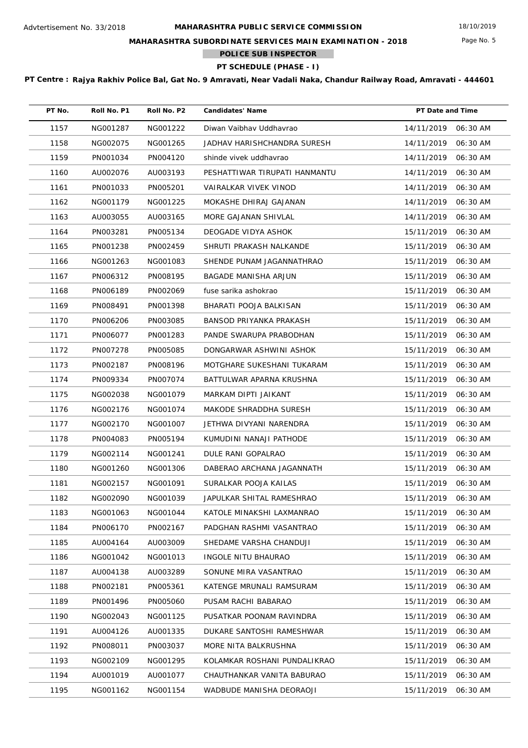Advtertisement No. 33/2018

# MAHARASHTRA PUBLIC SERVICE COMMISSION

18/10/2019

## MAHARASHTRA SUBORDINATE SERVICES MAIN EXAMINATION - 2018

### POLICE SUB INSPECTOR

### PT SCHEDULE (PHASE - I)

**PT Centre : Rajya Rakhiv Police Bal, Gat No. 9 Amravati, Near Vadali Naka, Chandur Railway Road, Amravati - 444601**

| PT No. | Roll No. P1 | Roll No. P2 | Candidates' Name | PT Date and Time |
|---|---|---|---|---|
| 1157 | NG001287 | NG001222 | Diwan Vaibhav Uddhavrao | 14/11/2019 06:30 AM |
| 1158 | NG002075 | NG001265 | JADHAV HARISHCHANDRA SURESH | 14/11/2019 06:30 AM |
| 1159 | PN001034 | PN004120 | shinde vivek uddhavrao | 14/11/2019 06:30 AM |
| 1160 | AU002076 | AU003193 | PESHATTIWAR TIRUPATI HANMANTU | 14/11/2019 06:30 AM |
| 1161 | PN001033 | PN005201 | VAIRALKAR VIVEK VINOD | 14/11/2019 06:30 AM |
| 1162 | NG001179 | NG001225 | MOKASHE DHIRAJ GAJANAN | 14/11/2019 06:30 AM |
| 1163 | AU003055 | AU003165 | MORE GAJANAN SHIVLAL | 14/11/2019 06:30 AM |
| 1164 | PN003281 | PN005134 | DEOGADE VIDYA ASHOK | 15/11/2019 06:30 AM |
| 1165 | PN001238 | PN002459 | SHRUTI PRAKASH NALKANDE | 15/11/2019 06:30 AM |
| 1166 | NG001263 | NG001083 | SHENDE PUNAM JAGANNATHRAO | 15/11/2019 06:30 AM |
| 1167 | PN006312 | PN008195 | BAGADE MANISHA ARJUN | 15/11/2019 06:30 AM |
| 1168 | PN006189 | PN002069 | fuse sarika ashokrao | 15/11/2019 06:30 AM |
| 1169 | PN008491 | PN001398 | BHARATI POOJA BALKISAN | 15/11/2019 06:30 AM |
| 1170 | PN006206 | PN003085 | BANSOD PRIYANKA PRAKASH | 15/11/2019 06:30 AM |
| 1171 | PN006077 | PN001283 | PANDE SWARUPA PRABODHAN | 15/11/2019 06:30 AM |
| 1172 | PN007278 | PN005085 | DONGARWAR ASHWINI ASHOK | 15/11/2019 06:30 AM |
| 1173 | PN002187 | PN008196 | MOTGHARE SUKESHANI TUKARAM | 15/11/2019 06:30 AM |
| 1174 | PN009334 | PN007074 | BATTULWAR APARNA KRUSHNA | 15/11/2019 06:30 AM |
| 1175 | NG002038 | NG001079 | MARKAM DIPTI JAIKANT | 15/11/2019 06:30 AM |
| 1176 | NG002176 | NG001074 | MAKODE SHRADDHA SURESH | 15/11/2019 06:30 AM |
| 1177 | NG002170 | NG001007 | JETHWA DIVYANI NARENDRA | 15/11/2019 06:30 AM |
| 1178 | PN004083 | PN005194 | KUMUDINI NANAJI PATHODE | 15/11/2019 06:30 AM |
| 1179 | NG002114 | NG001241 | DULE RANI GOPALRAO | 15/11/2019 06:30 AM |
| 1180 | NG001260 | NG001306 | DABERAO ARCHANA JAGANNATH | 15/11/2019 06:30 AM |
| 1181 | NG002157 | NG001091 | SURALKAR POOJA KAILAS | 15/11/2019 06:30 AM |
| 1182 | NG002090 | NG001039 | JAPULKAR SHITAL RAMESHRAO | 15/11/2019 06:30 AM |
| 1183 | NG001063 | NG001044 | KATOLE MINAKSHI LAXMANRAO | 15/11/2019 06:30 AM |
| 1184 | PN006170 | PN002167 | PADGHAN RASHMI VASANTRAO | 15/11/2019 06:30 AM |
| 1185 | AU004164 | AU003009 | SHEDAME VARSHA CHANDUJI | 15/11/2019 06:30 AM |
| 1186 | NG001042 | NG001013 | INGOLE NITU BHAURAO | 15/11/2019 06:30 AM |
| 1187 | AU004138 | AU003289 | SONUNE MIRA VASANTRAO | 15/11/2019 06:30 AM |
| 1188 | PN002181 | PN005361 | KATENGE MRUNALI RAMSURAM | 15/11/2019 06:30 AM |
| 1189 | PN001496 | PN005060 | PUSAM RACHI BABARAO | 15/11/2019 06:30 AM |
| 1190 | NG002043 | NG001125 | PUSATKAR POONAM RAVINDRA | 15/11/2019 06:30 AM |
| 1191 | AU004126 | AU001335 | DUKARE SANTOSHI RAMESHWAR | 15/11/2019 06:30 AM |
| 1192 | PN008011 | PN003037 | MORE NITA BALKRUSHNA | 15/11/2019 06:30 AM |
| 1193 | NG002109 | NG001295 | KOLAMKAR ROSHANI PUNDALIKRAO | 15/11/2019 06:30 AM |
| 1194 | AU001019 | AU001077 | CHAUTHANKAR VANITA BABURAO | 15/11/2019 06:30 AM |
| 1195 | NG001162 | NG001154 | WADBUDE MANISHA DEORAOJI | 15/11/2019 06:30 AM |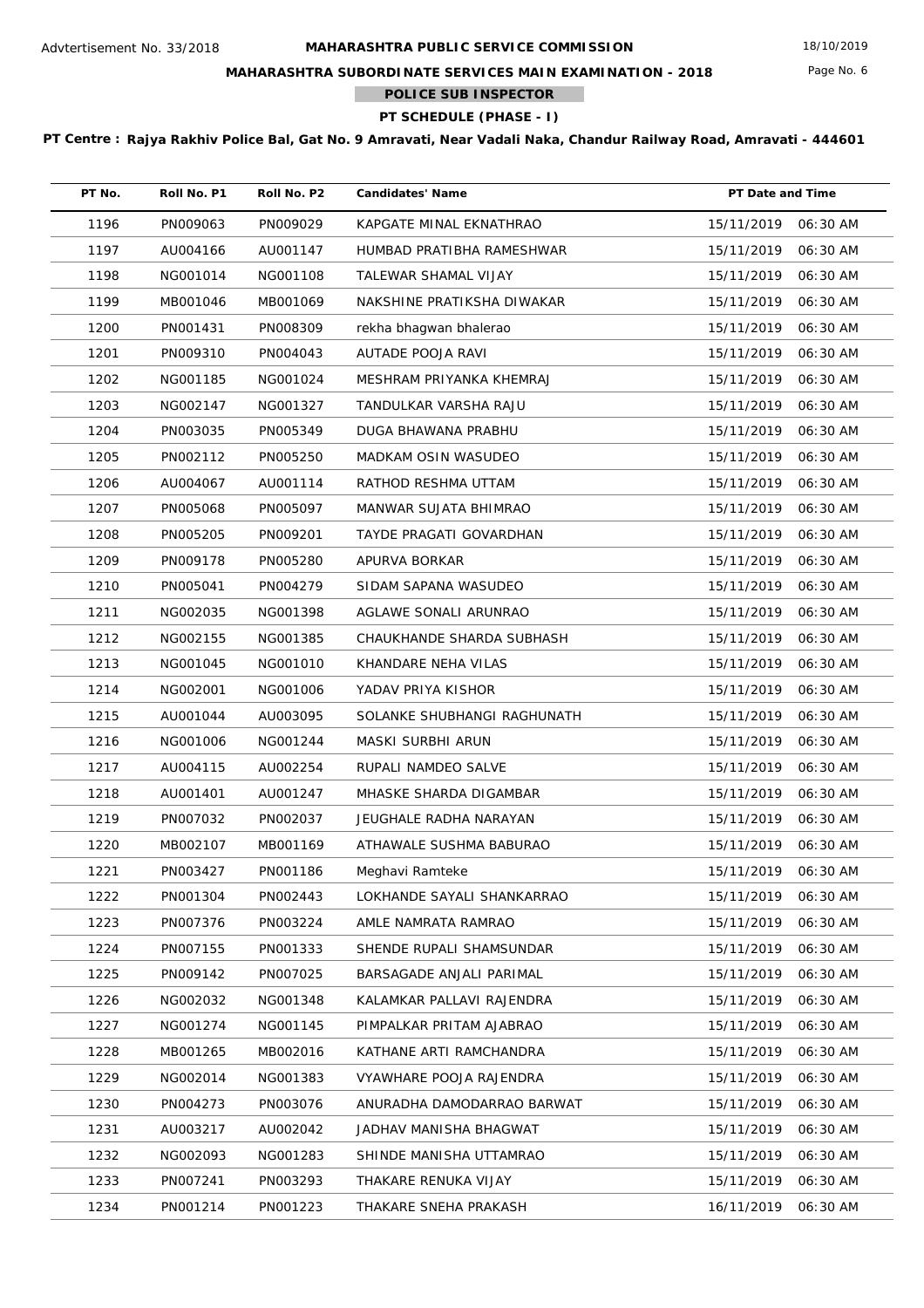Advtertisement No. 33/2018

# MAHARASHTRA PUBLIC SERVICE COMMISSION

18/10/2019

## MAHARASHTRA SUBORDINATE SERVICES MAIN EXAMINATION - 2018

### POLICE SUB INSPECTOR

### PT SCHEDULE (PHASE - I)

**PT Centre : Rajya Rakhiv Police Bal, Gat No. 9 Amravati, Near Vadali Naka, Chandur Railway Road, Amravati - 444601**

| PT No. | Roll No. P1 | Roll No. P2 | Candidates' Name | PT Date and Time |
|---|---|---|---|---|
| 1196 | PN009063 | PN009029 | KAPGATE MINAL EKNATHRAO | 15/11/2019 06:30 AM |
| 1197 | AU004166 | AU001147 | HUMBAD PRATIBHA RAMESHWAR | 15/11/2019 06:30 AM |
| 1198 | NG001014 | NG001108 | TALEWAR SHAMAL VIJAY | 15/11/2019 06:30 AM |
| 1199 | MB001046 | MB001069 | NAKSHINE PRATIKSHA DIWAKAR | 15/11/2019 06:30 AM |
| 1200 | PN001431 | PN008309 | rekha bhagwan bhalerao | 15/11/2019 06:30 AM |
| 1201 | PN009310 | PN004043 | AUTADE POOJA RAVI | 15/11/2019 06:30 AM |
| 1202 | NG001185 | NG001024 | MESHRAM PRIYANKA KHEMRAJ | 15/11/2019 06:30 AM |
| 1203 | NG002147 | NG001327 | TANDULKAR VARSHA RAJU | 15/11/2019 06:30 AM |
| 1204 | PN003035 | PN005349 | DUGA BHAWANA PRABHU | 15/11/2019 06:30 AM |
| 1205 | PN002112 | PN005250 | MADKAM OSIN WASUDEO | 15/11/2019 06:30 AM |
| 1206 | AU004067 | AU001114 | RATHOD RESHMA UTTAM | 15/11/2019 06:30 AM |
| 1207 | PN005068 | PN005097 | MANWAR SUJATA BHIMRAO | 15/11/2019 06:30 AM |
| 1208 | PN005205 | PN009201 | TAYDE PRAGATI GOVARDHAN | 15/11/2019 06:30 AM |
| 1209 | PN009178 | PN005280 | APURVA BORKAR | 15/11/2019 06:30 AM |
| 1210 | PN005041 | PN004279 | SIDAM SAPANA WASUDEO | 15/11/2019 06:30 AM |
| 1211 | NG002035 | NG001398 | AGLAWE SONALI ARUNRAO | 15/11/2019 06:30 AM |
| 1212 | NG002155 | NG001385 | CHAUKHANDE SHARDA SUBHASH | 15/11/2019 06:30 AM |
| 1213 | NG001045 | NG001010 | KHANDARE NEHA VILAS | 15/11/2019 06:30 AM |
| 1214 | NG002001 | NG001006 | YADAV PRIYA KISHOR | 15/11/2019 06:30 AM |
| 1215 | AU001044 | AU003095 | SOLANKE SHUBHANGI RAGHUNATH | 15/11/2019 06:30 AM |
| 1216 | NG001006 | NG001244 | MASKI SURBHI ARUN | 15/11/2019 06:30 AM |
| 1217 | AU004115 | AU002254 | RUPALI NAMDEO SALVE | 15/11/2019 06:30 AM |
| 1218 | AU001401 | AU001247 | MHASKE SHARDA DIGAMBAR | 15/11/2019 06:30 AM |
| 1219 | PN007032 | PN002037 | JEUGHALE RADHA NARAYAN | 15/11/2019 06:30 AM |
| 1220 | MB002107 | MB001169 | ATHAWALE SUSHMA BABURAO | 15/11/2019 06:30 AM |
| 1221 | PN003427 | PN001186 | Meghavi Ramteke | 15/11/2019 06:30 AM |
| 1222 | PN001304 | PN002443 | LOKHANDE SAYALI SHANKARRAO | 15/11/2019 06:30 AM |
| 1223 | PN007376 | PN003224 | AMLE NAMRATA RAMRAO | 15/11/2019 06:30 AM |
| 1224 | PN007155 | PN001333 | SHENDE RUPALI SHAMSUNDAR | 15/11/2019 06:30 AM |
| 1225 | PN009142 | PN007025 | BARSAGADE ANJALI PARIMAL | 15/11/2019 06:30 AM |
| 1226 | NG002032 | NG001348 | KALAMKAR PALLAVI RAJENDRA | 15/11/2019 06:30 AM |
| 1227 | NG001274 | NG001145 | PIMPALKAR PRITAM AJABRAO | 15/11/2019 06:30 AM |
| 1228 | MB001265 | MB002016 | KATHANE ARTI RAMCHANDRA | 15/11/2019 06:30 AM |
| 1229 | NG002014 | NG001383 | VYAWHARE POOJA RAJENDRA | 15/11/2019 06:30 AM |
| 1230 | PN004273 | PN003076 | ANURADHA DAMODARRAO BARWAT | 15/11/2019 06:30 AM |
| 1231 | AU003217 | AU002042 | JADHAV MANISHA BHAGWAT | 15/11/2019 06:30 AM |
| 1232 | NG002093 | NG001283 | SHINDE MANISHA UTTAMRAO | 15/11/2019 06:30 AM |
| 1233 | PN007241 | PN003293 | THAKARE RENUKA VIJAY | 15/11/2019 06:30 AM |
| 1234 | PN001214 | PN001223 | THAKARE SNEHA PRAKASH | 16/11/2019 06:30 AM |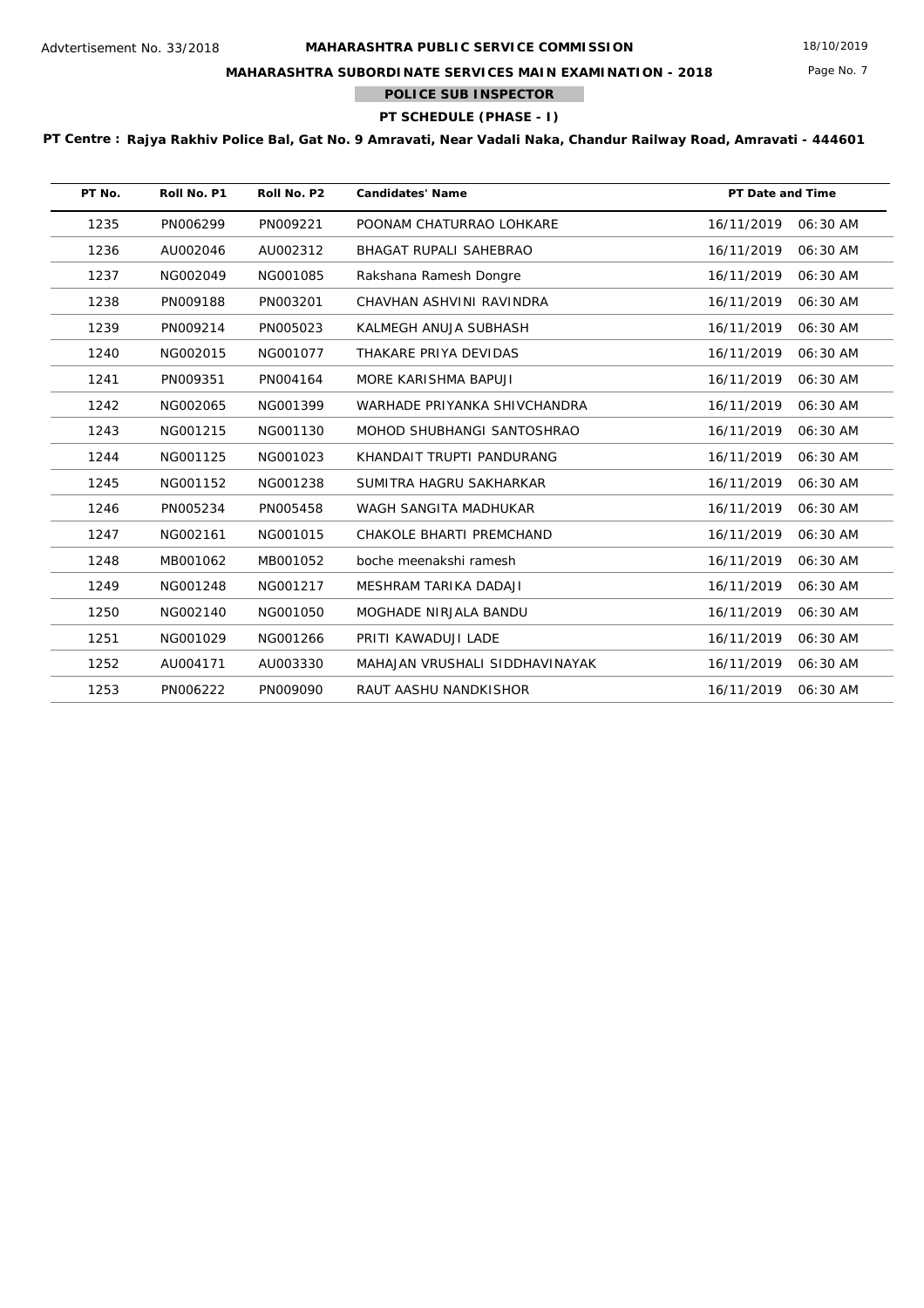Advtertisement No. 33/2018

# MAHARASHTRA PUBLIC SERVICE COMMISSION

18/10/2019

## MAHARASHTRA SUBORDINATE SERVICES MAIN EXAMINATION - 2018

### POLICE SUB INSPECTOR

### PT SCHEDULE (PHASE - I)

**PT Centre : Rajya Rakhiv Police Bal, Gat No. 9 Amravati, Near Vadali Naka, Chandur Railway Road, Amravati - 444601**

| PT No. | Roll No. P1 | Roll No. P2 | Candidates' Name | PT Date and Time |
|---|---|---|---|---|
| 1235 | PN006299 | PN009221 | POONAM CHATURRAO LOHKARE | 16/11/2019 06:30 AM |
| 1236 | AU002046 | AU002312 | BHAGAT RUPALI SAHEBRAO | 16/11/2019 06:30 AM |
| 1237 | NG002049 | NG001085 | Rakshana Ramesh Dongre | 16/11/2019 06:30 AM |
| 1238 | PN009188 | PN003201 | CHAVHAN ASHVINI RAVINDRA | 16/11/2019 06:30 AM |
| 1239 | PN009214 | PN005023 | KALMEGH ANUJA SUBHASH | 16/11/2019 06:30 AM |
| 1240 | NG002015 | NG001077 | THAKARE PRIYA DEVIDAS | 16/11/2019 06:30 AM |
| 1241 | PN009351 | PN004164 | MORE KARISHMA BAPUJI | 16/11/2019 06:30 AM |
| 1242 | NG002065 | NG001399 | WARHADE PRIYANKA SHIVCHANDRA | 16/11/2019 06:30 AM |
| 1243 | NG001215 | NG001130 | MOHOD SHUBHANGI SANTOSHRAO | 16/11/2019 06:30 AM |
| 1244 | NG001125 | NG001023 | KHANDAIT TRUPTI PANDURANG | 16/11/2019 06:30 AM |
| 1245 | NG001152 | NG001238 | SUMITRA HAGRU SAKHARKAR | 16/11/2019 06:30 AM |
| 1246 | PN005234 | PN005458 | WAGH SANGITA MADHUKAR | 16/11/2019 06:30 AM |
| 1247 | NG002161 | NG001015 | CHAKOLE BHARTI PREMCHAND | 16/11/2019 06:30 AM |
| 1248 | MB001062 | MB001052 | boche meenakshi ramesh | 16/11/2019 06:30 AM |
| 1249 | NG001248 | NG001217 | MESHRAM TARIKA DADAJI | 16/11/2019 06:30 AM |
| 1250 | NG002140 | NG001050 | MOGHADE NIRJALA BANDU | 16/11/2019 06:30 AM |
| 1251 | NG001029 | NG001266 | PRITI KAWADUJI LADE | 16/11/2019 06:30 AM |
| 1252 | AU004171 | AU003330 | MAHAJAN VRUSHALI SIDDHAVINAYAK | 16/11/2019 06:30 AM |
| 1253 | PN006222 | PN009090 | RAUT AASHU NANDKISHOR | 16/11/2019 06:30 AM |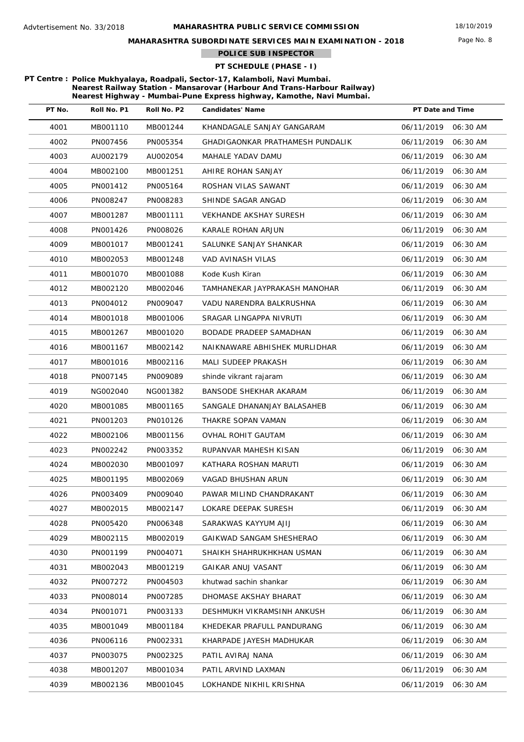Advtertisement No. 33/2018

**MAHARASHTRA PUBLIC SERVICE COMMISSION**

18/10/2019

**MAHARASHTRA SUBORDINATE SERVICES MAIN EXAMINATION - 2018**

**POLICE SUB INSPECTOR**

**PT SCHEDULE (PHASE - I)**

**PT Centre : Police Mukhyalaya, Roadpali, Sector-17, Kalamboli, Navi Mumbai.**
**Nearest Railway Station - Mansarovar (Harbour And Trans-Harbour Railway)**
**Nearest Highway - Mumbai-Pune Express highway, Kamothe, Navi Mumbai.**

| PT No. | Roll No. P1 | Roll No. P2 | Candidates' Name | PT Date and Time |
|---|---|---|---|---|
| 4001 | MB001110 | MB001244 | KHANDAGALE SANJAY GANGARAM | 06/11/2019 06:30 AM |
| 4002 | PN007456 | PN005354 | GHADIGAONKAR PRATHAMESH PUNDALIK | 06/11/2019 06:30 AM |
| 4003 | AU002179 | AU002054 | MAHALE YADAV DAMU | 06/11/2019 06:30 AM |
| 4004 | MB002100 | MB001251 | AHIRE ROHAN SANJAY | 06/11/2019 06:30 AM |
| 4005 | PN001412 | PN005164 | ROSHAN VILAS SAWANT | 06/11/2019 06:30 AM |
| 4006 | PN008247 | PN008283 | SHINDE SAGAR ANGAD | 06/11/2019 06:30 AM |
| 4007 | MB001287 | MB001111 | VEKHANDE AKSHAY SURESH | 06/11/2019 06:30 AM |
| 4008 | PN001426 | PN008026 | KARALE ROHAN ARJUN | 06/11/2019 06:30 AM |
| 4009 | MB001017 | MB001241 | SALUNKE SANJAY SHANKAR | 06/11/2019 06:30 AM |
| 4010 | MB002053 | MB001248 | VAD AVINASH VILAS | 06/11/2019 06:30 AM |
| 4011 | MB001070 | MB001088 | Kode Kush Kiran | 06/11/2019 06:30 AM |
| 4012 | MB002120 | MB002046 | TAMHANEKAR JAYPRAKASH MANOHAR | 06/11/2019 06:30 AM |
| 4013 | PN004012 | PN009047 | VADU NARENDRA BALKRUSHNA | 06/11/2019 06:30 AM |
| 4014 | MB001018 | MB001006 | SRAGAR LINGAPPA NIVRUTI | 06/11/2019 06:30 AM |
| 4015 | MB001267 | MB001020 | BODADE PRADEEP SAMADHAN | 06/11/2019 06:30 AM |
| 4016 | MB001167 | MB002142 | NAIKNAWARE ABHISHEK MURLIDHAR | 06/11/2019 06:30 AM |
| 4017 | MB001016 | MB002116 | MALI SUDEEP PRAKASH | 06/11/2019 06:30 AM |
| 4018 | PN007145 | PN009089 | shinde vikrant rajaram | 06/11/2019 06:30 AM |
| 4019 | NG002040 | NG001382 | BANSODE SHEKHAR AKARAM | 06/11/2019 06:30 AM |
| 4020 | MB001085 | MB001165 | SANGALE DHANANJAY BALASAHEB | 06/11/2019 06:30 AM |
| 4021 | PN001203 | PN010126 | THAKRE SOPAN VAMAN | 06/11/2019 06:30 AM |
| 4022 | MB002106 | MB001156 | OVHAL ROHIT GAUTAM | 06/11/2019 06:30 AM |
| 4023 | PN002242 | PN003352 | RUPANVAR MAHESH KISAN | 06/11/2019 06:30 AM |
| 4024 | MB002030 | MB001097 | KATHARA ROSHAN MARUTI | 06/11/2019 06:30 AM |
| 4025 | MB001195 | MB002069 | VAGAD BHUSHAN ARUN | 06/11/2019 06:30 AM |
| 4026 | PN003409 | PN009040 | PAWAR MILIND CHANDRAKANT | 06/11/2019 06:30 AM |
| 4027 | MB002015 | MB002147 | LOKARE DEEPAK SURESH | 06/11/2019 06:30 AM |
| 4028 | PN005420 | PN006348 | SARAKWAS KAYYUM AJIJ | 06/11/2019 06:30 AM |
| 4029 | MB002115 | MB002019 | GAIKWAD SANGAM SHESHERAO | 06/11/2019 06:30 AM |
| 4030 | PN001199 | PN004071 | SHAIKH SHAHRUKHKHAN USMAN | 06/11/2019 06:30 AM |
| 4031 | MB002043 | MB001219 | GAIKAR ANUJ VASANT | 06/11/2019 06:30 AM |
| 4032 | PN007272 | PN004503 | khutwad sachin shankar | 06/11/2019 06:30 AM |
| 4033 | PN008014 | PN007285 | DHOMASE AKSHAY BHARAT | 06/11/2019 06:30 AM |
| 4034 | PN001071 | PN003133 | DESHMUKH VIKRAMSINH ANKUSH | 06/11/2019 06:30 AM |
| 4035 | MB001049 | MB001184 | KHEDEKAR PRAFULL PANDURANG | 06/11/2019 06:30 AM |
| 4036 | PN006116 | PN002331 | KHARPADE JAYESH MADHUKAR | 06/11/2019 06:30 AM |
| 4037 | PN003075 | PN002325 | PATIL AVIRAJ NANA | 06/11/2019 06:30 AM |
| 4038 | MB001207 | MB001034 | PATIL ARVIND LAXMAN | 06/11/2019 06:30 AM |
| 4039 | MB002136 | MB001045 | LOKHANDE NIKHIL KRISHNA | 06/11/2019 06:30 AM |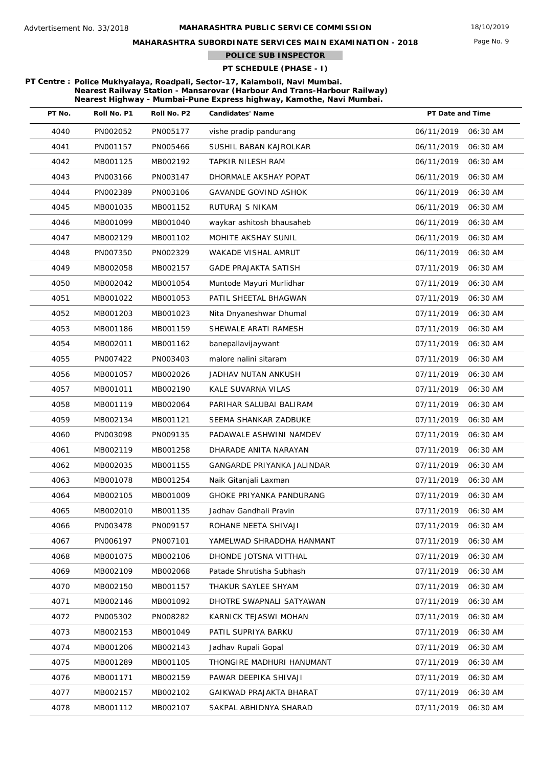Advtertisement No. 33/2018

**MAHARASHTRA PUBLIC SERVICE COMMISSION**

18/10/2019

**MAHARASHTRA SUBORDINATE SERVICES MAIN EXAMINATION - 2018**

**POLICE SUB INSPECTOR**

**PT SCHEDULE (PHASE - I)**

**PT Centre : Police Mukhyalaya, Roadpali, Sector-17, Kalamboli, Navi Mumbai.
Nearest Railway Station - Mansarovar (Harbour And Trans-Harbour Railway)
Nearest Highway - Mumbai-Pune Express highway, Kamothe, Navi Mumbai.**

| PT No. | Roll No. P1 | Roll No. P2 | Candidates' Name | PT Date and Time |
|---|---|---|---|---|
| 4040 | PN002052 | PN005177 | vishe pradip pandurang | 06/11/2019 06:30 AM |
| 4041 | PN001157 | PN005466 | SUSHIL BABAN KAJROLKAR | 06/11/2019 06:30 AM |
| 4042 | MB001125 | MB002192 | TAPKIR NILESH RAM | 06/11/2019 06:30 AM |
| 4043 | PN003166 | PN003147 | DHORMALE AKSHAY POPAT | 06/11/2019 06:30 AM |
| 4044 | PN002389 | PN003106 | GAVANDE GOVIND ASHOK | 06/11/2019 06:30 AM |
| 4045 | MB001035 | MB001152 | RUTURAJ S NIKAM | 06/11/2019 06:30 AM |
| 4046 | MB001099 | MB001040 | waykar ashitosh bhausaheb | 06/11/2019 06:30 AM |
| 4047 | MB002129 | MB001102 | MOHITE AKSHAY SUNIL | 06/11/2019 06:30 AM |
| 4048 | PN007350 | PN002329 | WAKADE VISHAL AMRUT | 06/11/2019 06:30 AM |
| 4049 | MB002058 | MB002157 | GADE PRAJAKTA SATISH | 07/11/2019 06:30 AM |
| 4050 | MB002042 | MB001054 | Muntode Mayuri Murlidhar | 07/11/2019 06:30 AM |
| 4051 | MB001022 | MB001053 | PATIL SHEETAL BHAGWAN | 07/11/2019 06:30 AM |
| 4052 | MB001203 | MB001023 | Nita Dnyaneshwar Dhumal | 07/11/2019 06:30 AM |
| 4053 | MB001186 | MB001159 | SHEWALE ARATI RAMESH | 07/11/2019 06:30 AM |
| 4054 | MB002011 | MB001162 | banepallavijaywant | 07/11/2019 06:30 AM |
| 4055 | PN007422 | PN003403 | malore nalini sitaram | 07/11/2019 06:30 AM |
| 4056 | MB001057 | MB002026 | JADHAV NUTAN ANKUSH | 07/11/2019 06:30 AM |
| 4057 | MB001011 | MB002190 | KALE SUVARNA VILAS | 07/11/2019 06:30 AM |
| 4058 | MB001119 | MB002064 | PARIHAR SALUBAI BALIRAM | 07/11/2019 06:30 AM |
| 4059 | MB002134 | MB001121 | SEEMA SHANKAR ZADBUKE | 07/11/2019 06:30 AM |
| 4060 | PN003098 | PN009135 | PADAWALE ASHWINI NAMDEV | 07/11/2019 06:30 AM |
| 4061 | MB002119 | MB001258 | DHARADE ANITA NARAYAN | 07/11/2019 06:30 AM |
| 4062 | MB002035 | MB001155 | GANGARDE PRIYANKA JALINDAR | 07/11/2019 06:30 AM |
| 4063 | MB001078 | MB001254 | Naik Gitanjali Laxman | 07/11/2019 06:30 AM |
| 4064 | MB002105 | MB001009 | GHOKE PRIYANKA PANDURANG | 07/11/2019 06:30 AM |
| 4065 | MB002010 | MB001135 | Jadhav Gandhali Pravin | 07/11/2019 06:30 AM |
| 4066 | PN003478 | PN009157 | ROHANE NEETA SHIVAJI | 07/11/2019 06:30 AM |
| 4067 | PN006197 | PN007101 | YAMELWAD SHRADDHA HANMANT | 07/11/2019 06:30 AM |
| 4068 | MB001075 | MB002106 | DHONDE JOTSNA VITTHAL | 07/11/2019 06:30 AM |
| 4069 | MB002109 | MB002068 | Patade Shrutisha Subhash | 07/11/2019 06:30 AM |
| 4070 | MB002150 | MB001157 | THAKUR SAYLEE SHYAM | 07/11/2019 06:30 AM |
| 4071 | MB002146 | MB001092 | DHOTRE SWAPNALI SATYAWAN | 07/11/2019 06:30 AM |
| 4072 | PN005302 | PN008282 | KARNICK TEJASWI MOHAN | 07/11/2019 06:30 AM |
| 4073 | MB002153 | MB001049 | PATIL SUPRIYA BARKU | 07/11/2019 06:30 AM |
| 4074 | MB001206 | MB002143 | Jadhav Rupali Gopal | 07/11/2019 06:30 AM |
| 4075 | MB001289 | MB001105 | THONGIRE MADHURI HANUMANT | 07/11/2019 06:30 AM |
| 4076 | MB001171 | MB002159 | PAWAR DEEPIKA SHIVAJI | 07/11/2019 06:30 AM |
| 4077 | MB002157 | MB002102 | GAIKWAD PRAJAKTA BHARAT | 07/11/2019 06:30 AM |
| 4078 | MB001112 | MB002107 | SAKPAL ABHIDNYA SHARAD | 07/11/2019 06:30 AM |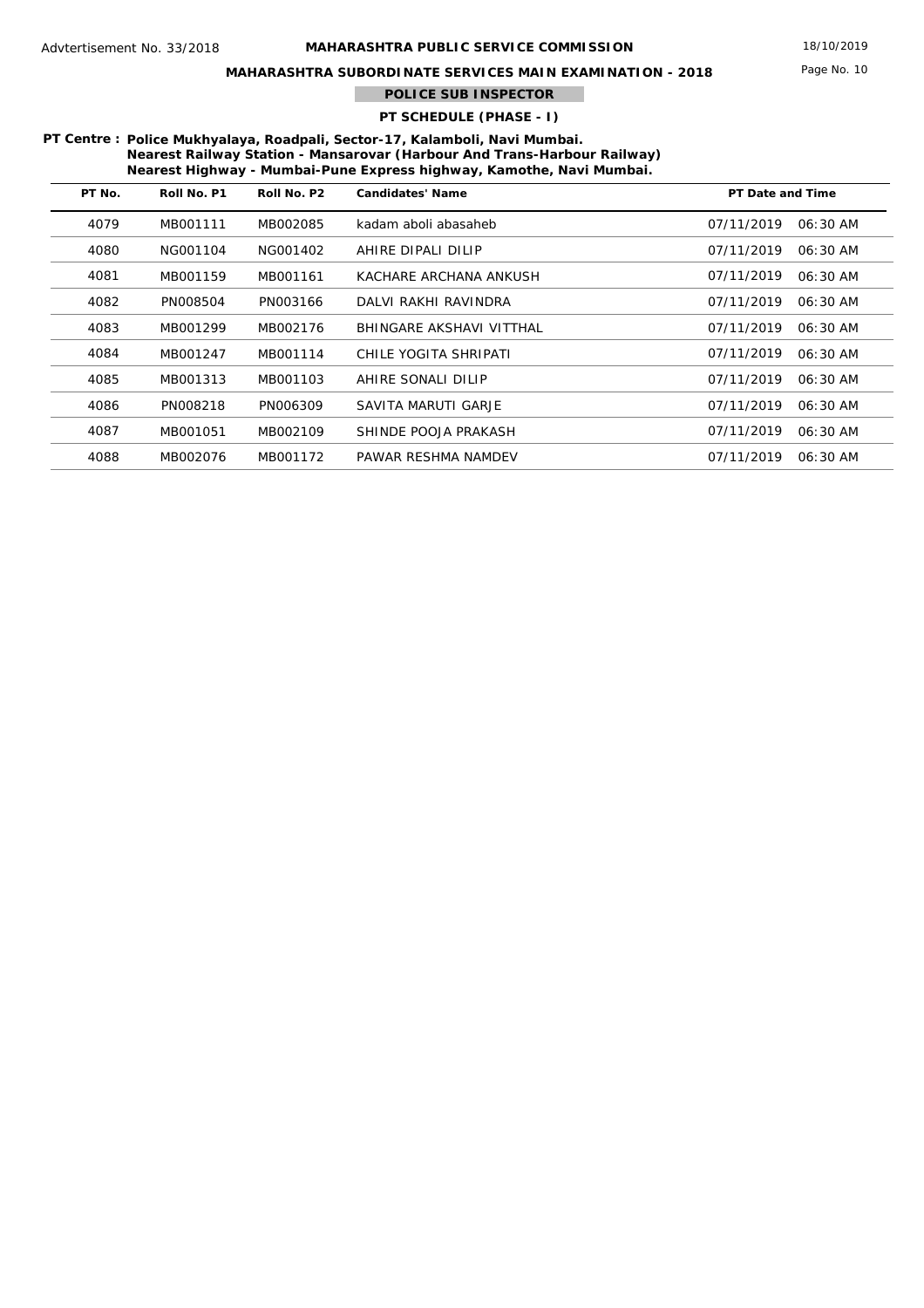Advtertisement No. 33/2018

# MAHARASHTRA PUBLIC SERVICE COMMISSION

18/10/2019

## MAHARASHTRA SUBORDINATE SERVICES MAIN EXAMINATION - 2018

### POLICE SUB INSPECTOR

### PT SCHEDULE (PHASE - I)

**PT Centre : Police Mukhyalaya, Roadpali, Sector-17, Kalamboli, Navi Mumbai.**
**Nearest Railway Station - Mansarovar (Harbour And Trans-Harbour Railway)**
**Nearest Highway - Mumbai-Pune Express highway, Kamothe, Navi Mumbai.**

| PT No. | Roll No. P1 | Roll No. P2 | Candidates' Name | PT Date and Time | |
|---|---|---|---|---|---|
| 4079 | MB001111 | MB002085 | kadam aboli abasaheb | 07/11/2019 | 06:30 AM |
| 4080 | NG001104 | NG001402 | AHIRE DIPALI DILIP | 07/11/2019 | 06:30 AM |
| 4081 | MB001159 | MB001161 | KACHARE ARCHANA ANKUSH | 07/11/2019 | 06:30 AM |
| 4082 | PN008504 | PN003166 | DALVI RAKHI RAVINDRA | 07/11/2019 | 06:30 AM |
| 4083 | MB001299 | MB002176 | BHINGARE AKSHAVI VITTHAL | 07/11/2019 | 06:30 AM |
| 4084 | MB001247 | MB001114 | CHILE YOGITA SHRIPATI | 07/11/2019 | 06:30 AM |
| 4085 | MB001313 | MB001103 | AHIRE SONALI DILIP | 07/11/2019 | 06:30 AM |
| 4086 | PN008218 | PN006309 | SAVITA MARUTI GARJE | 07/11/2019 | 06:30 AM |
| 4087 | MB001051 | MB002109 | SHINDE POOJA PRAKASH | 07/11/2019 | 06:30 AM |
| 4088 | MB002076 | MB001172 | PAWAR RESHMA NAMDEV | 07/11/2019 | 06:30 AM |